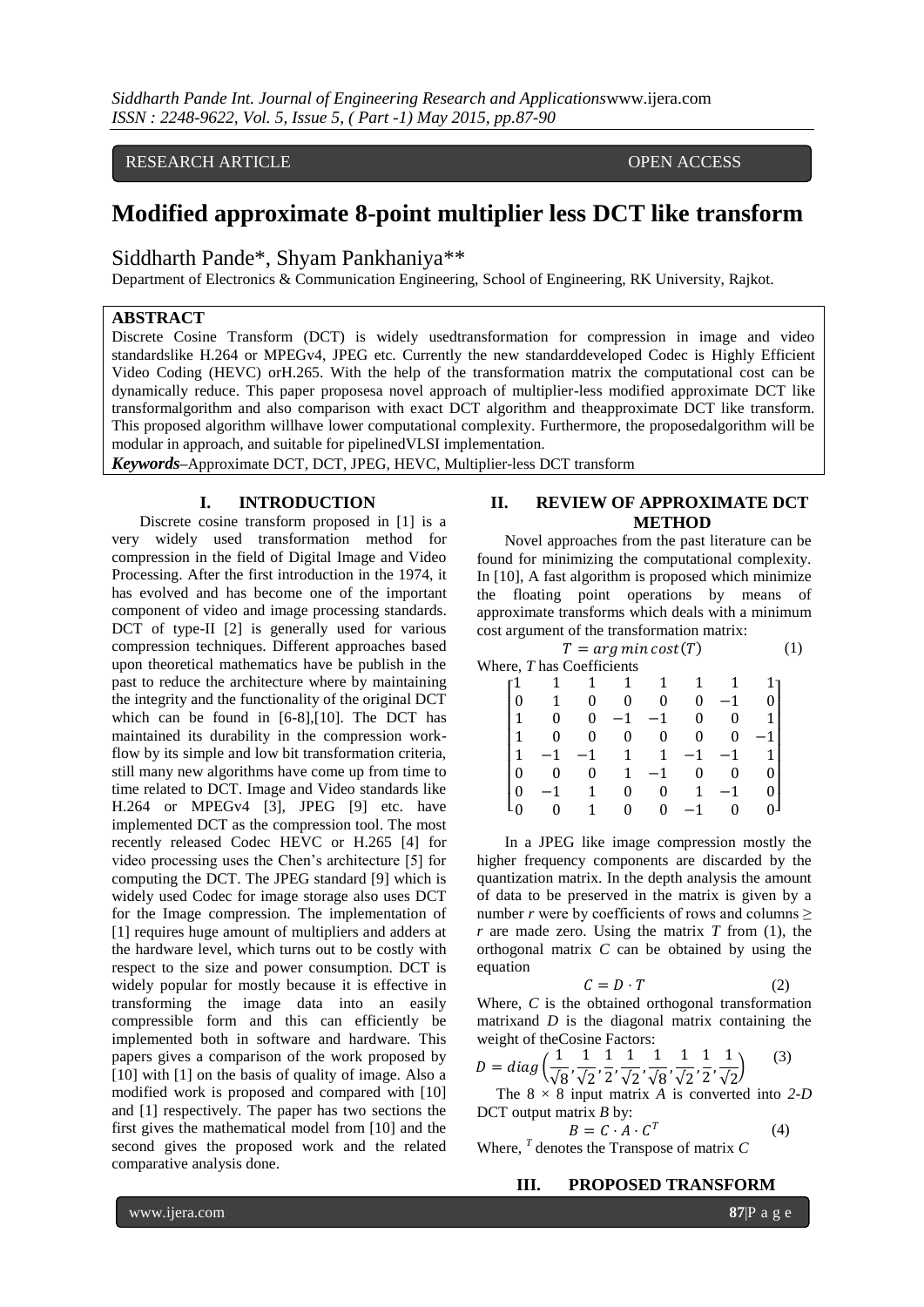RESEARCH ARTICLE OPEN ACCESS

# Modified approximate 8-point multiplier less DCT like transform

Siddharth Pande*, Shyam Pankhaniya**

Department of Electronics & Communication Engineering, School of Engineering, RK University, Rajkot.

## ABSTRACT

Discrete Cosine Transform (DCT) is widely usedtransformation for compression in image and video standardslike H.264 or MPEGv4, JPEG etc. Currently the new standarddeveloped Codec is Highly Efficient Video Coding (HEVC) orH.265. With the help of the transformation matrix the computational cost can be dynamically reduce. This paper proposesa novel approach of multiplier-less modified approximate DCT like transformalgorithm and also comparison with exact DCT algorithm and theapproximate DCT like transform. This proposed algorithm willhave lower computational complexity. Furthermore, the proposedalgorithm will be modular in approach, and suitable for pipelinedVLSI implementation.

***Keywords***–Approximate DCT, DCT, JPEG, HEVC, Multiplier-less DCT transform

## I. INTRODUCTION

Discrete cosine transform proposed in [1] is a very widely used transformation method for compression in the field of Digital Image and Video Processing. After the first introduction in the 1974, it has evolved and has become one of the important component of video and image processing standards. DCT of type-II [2] is generally used for various compression techniques. Different approaches based upon theoretical mathematics have be publish in the past to reduce the architecture where by maintaining the integrity and the functionality of the original DCT which can be found in [6-8],[10]. The DCT has maintained its durability in the compression work-flow by its simple and low bit transformation criteria, still many new algorithms have come up from time to time related to DCT. Image and Video standards like H.264 or MPEGv4 [3], JPEG [9] etc. have implemented DCT as the compression tool. The most recently released Codec HEVC or H.265 [4] for video processing uses the Chen's architecture [5] for computing the DCT. The JPEG standard [9] which is widely used Codec for image storage also uses DCT for the Image compression. The implementation of [1] requires huge amount of multipliers and adders at the hardware level, which turns out to be costly with respect to the size and power consumption. DCT is widely popular for mostly because it is effective in transforming the image data into an easily compressible form and this can efficiently be implemented both in software and hardware. This papers gives a comparison of the work proposed by [10] with [1] on the basis of quality of image. Also a modified work is proposed and compared with [10] and [1] respectively. The paper has two sections the first gives the mathematical model from [10] and the second gives the proposed work and the related comparative analysis done.

## II. REVIEW OF APPROXIMATE DCT METHOD

Novel approaches from the past literature can be found for minimizing the computational complexity. In [10], A fast algorithm is proposed which minimize the floating point operations by means of approximate transforms which deals with a minimum cost argument of the transformation matrix:

$$T = arg\, min\, cost(T) \quad (1)$$

Where, *T* has Coefficients

$$\begin{bmatrix} 1 & 1 & 1 & 1 & 1 & 1 & 1 & 1 \\ 0 & 1 & 0 & 0 & 0 & 0 & -1 & 0 \\ 1 & 0 & 0 & -1 & -1 & 0 & 0 & 1 \\ 1 & 0 & 0 & 0 & 0 & 0 & 0 & -1 \\ 1 & -1 & -1 & 1 & 1 & -1 & -1 & 1 \\ 0 & 0 & 0 & 1 & -1 & 0 & 0 & 0 \\ 0 & -1 & 1 & 0 & 0 & 1 & -1 & 0 \\ 0 & 0 & 1 & 0 & 0 & -1 & 0 & 0 \end{bmatrix}$$

In a JPEG like image compression mostly the higher frequency components are discarded by the quantization matrix. In the depth analysis the amount of data to be preserved in the matrix is given by a number *r* were by coefficients of rows and columns $\geq r$ are made zero. Using the matrix *T* from (1), the orthogonal matrix *C* can be obtained by using the equation

$$C = D \cdot T \quad (2)$$

Where, *C* is the obtained orthogonal transformation matrixand *D* is the diagonal matrix containing the weight of theCosine Factors:

$$D = diag\left(\frac{1}{\sqrt{8}}, \frac{1}{\sqrt{2}}, \frac{1}{2}, \frac{1}{\sqrt{2}}, \frac{1}{\sqrt{8}}, \frac{1}{\sqrt{2}}, \frac{1}{2}, \frac{1}{\sqrt{2}}\right) \quad (3)$$

The $8 \times 8$ input matrix *A* is converted into *2-D* DCT output matrix *B* by:

$$B = C \cdot A \cdot C^T \quad (4)$$

Where, $^T$ denotes the Transpose of matrix *C*

## III. PROPOSED TRANSFORM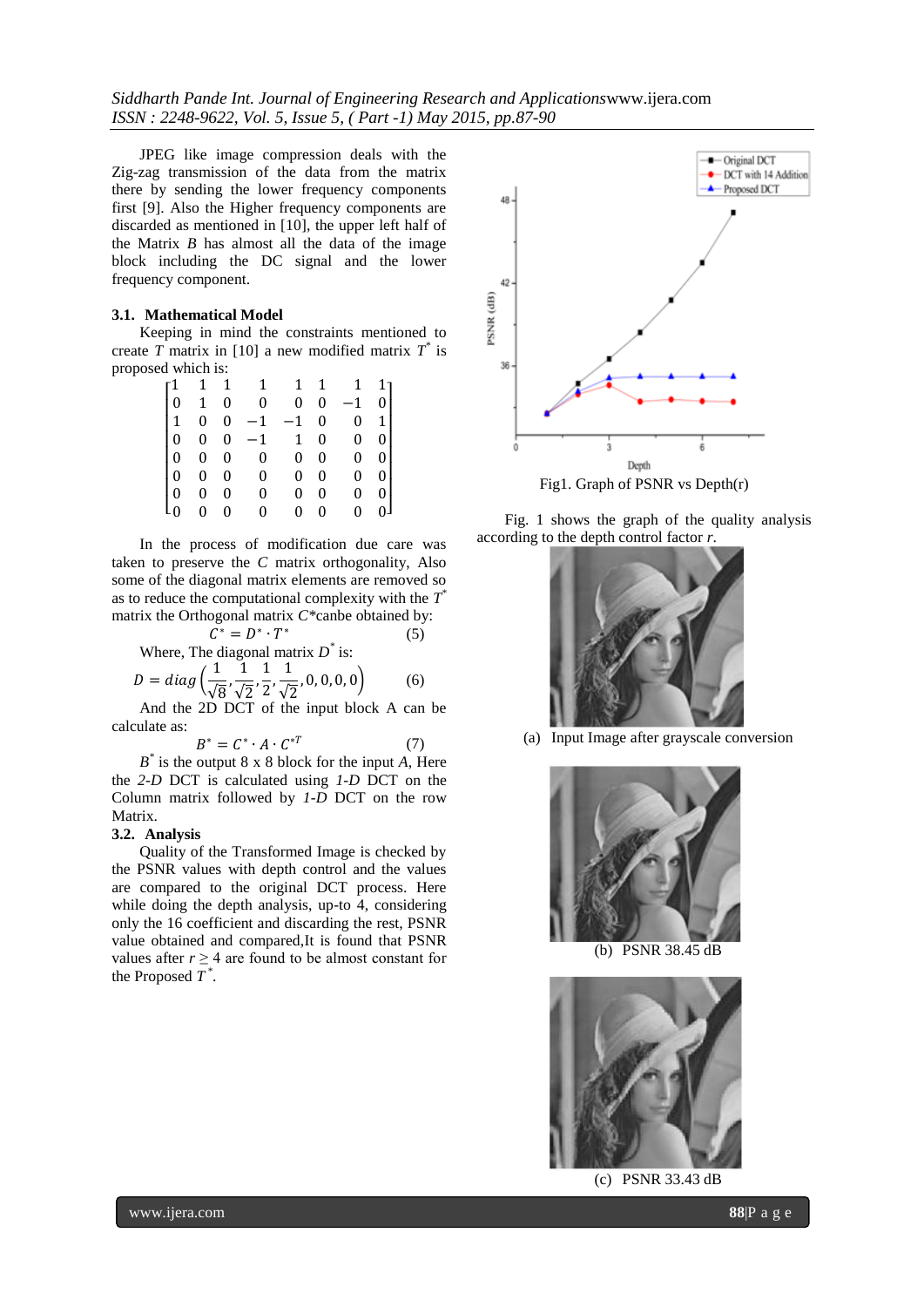JPEG like image compression deals with the Zig-zag transmission of the data from the matrix there by sending the lower frequency components first [9]. Also the Higher frequency components are discarded as mentioned in [10], the upper left half of the Matrix $B$ has almost all the data of the image block including the DC signal and the lower frequency component.

### 3.1. Mathematical Model

Keeping in mind the constraints mentioned to create $T$ matrix in [10] a new modified matrix $T^*$ is proposed which is:

$$\begin{bmatrix} 1 & 1 & 1 & 1 & 1 & 1 & 1 & 1 \\ 0 & 1 & 0 & 0 & 0 & 0 & -1 & 0 \\ 1 & 0 & 0 & -1 & -1 & 0 & 0 & 1 \\ 0 & 0 & 0 & -1 & 1 & 0 & 0 & 0 \\ 0 & 0 & 0 & 0 & 0 & 0 & 0 & 0 \\ 0 & 0 & 0 & 0 & 0 & 0 & 0 & 0 \\ 0 & 0 & 0 & 0 & 0 & 0 & 0 & 0 \\ 0 & 0 & 0 & 0 & 0 & 0 & 0 & 0 \end{bmatrix}$$

In the process of modification due care was taken to preserve the $C$ matrix orthogonality, Also some of the diagonal matrix elements are removed so as to reduce the computational complexity with the $T^*$ matrix the Orthogonal matrix $C^*$canbe obtained by:

$$C^* = D^* \cdot T^* \qquad (5)$$

Where, The diagonal matrix $D^*$ is:

$$D = diag\left(\frac{1}{\sqrt{8}}, \frac{1}{\sqrt{2}}, \frac{1}{2}, \frac{1}{\sqrt{2}}, 0, 0, 0, 0\right) \qquad (6)$$

And the 2D DCT of the input block A can be calculate as:

$$B^* = C^* \cdot A \cdot C^{*T} \qquad (7)$$

$B^*$ is the output 8 x 8 block for the input $A$, Here the *2-D* DCT is calculated using *1-D* DCT on the Column matrix followed by *1-D* DCT on the row Matrix.

### 3.2. Analysis

Quality of the Transformed Image is checked by the PSNR values with depth control and the values are compared to the original DCT process. Here while doing the depth analysis, up-to 4, considering only the 16 coefficient and discarding the rest, PSNR value obtained and compared,It is found that PSNR values after $r \geq 4$ are found to be almost constant for the Proposed $T^*$.

Fig1. Graph of PSNR vs Depth(r)

Fig. 1 shows the graph of the quality analysis according to the depth control factor $r$.

(a) Input Image after grayscale conversion

(b) PSNR 38.45 dB

(c) PSNR 33.43 dB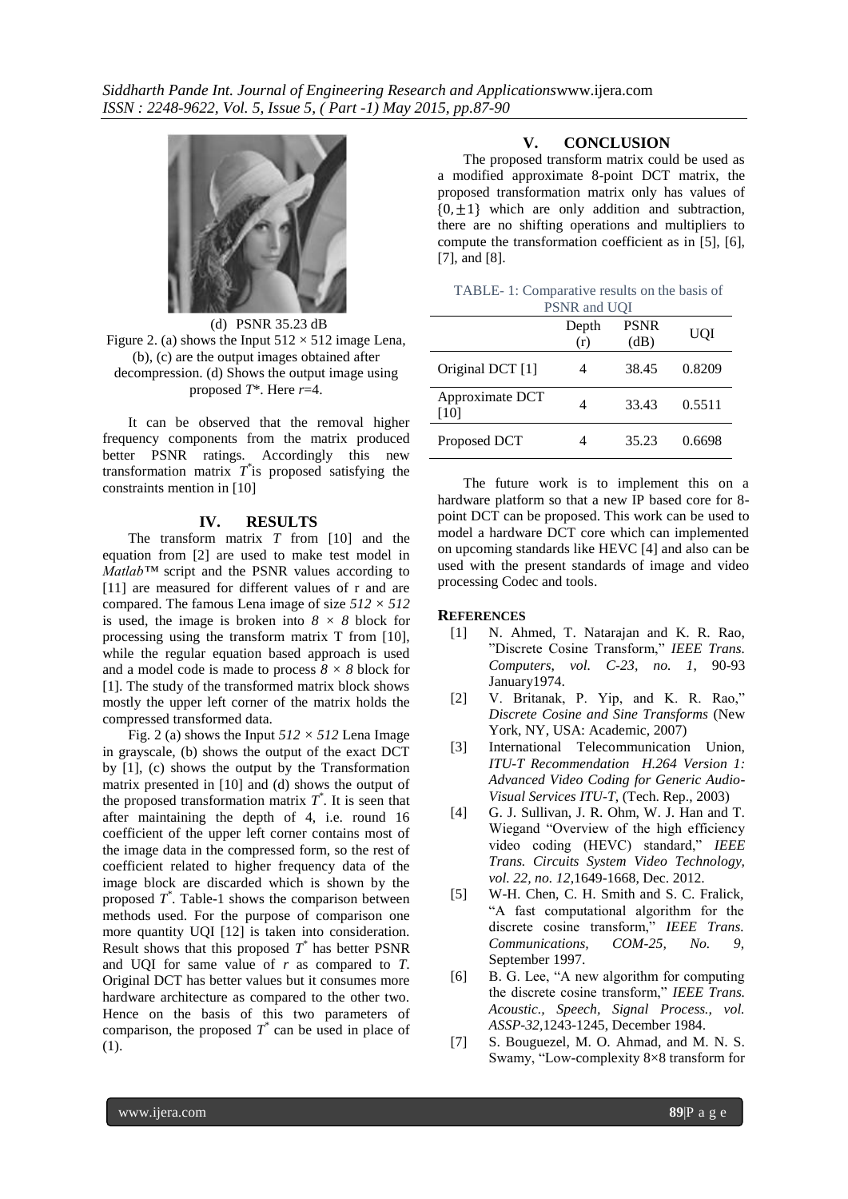(d) PSNR 35.23 dB

Figure 2. (a) shows the Input 512 × 512 image Lena, (b), (c) are the output images obtained after decompression. (d) Shows the output image using proposed $T$*. Here $r$=4.

It can be observed that the removal higher frequency components from the matrix produced better PSNR ratings. Accordingly this new transformation matrix $T^*$is proposed satisfying the constraints mention in [10]

## IV. RESULTS

The transform matrix $T$ from [10] and the equation from [2] are used to make test model in *Matlab*™ script and the PSNR values according to [11] are measured for different values of r and are compared. The famous Lena image of size $512 \times 512$ is used, the image is broken into $8 \times 8$ block for processing using the transform matrix T from [10], while the regular equation based approach is used and a model code is made to process $8 \times 8$ block for [1]. The study of the transformed matrix block shows mostly the upper left corner of the matrix holds the compressed transformed data.

Fig. 2 (a) shows the Input $512 \times 512$ Lena Image in grayscale, (b) shows the output of the exact DCT by [1], (c) shows the output by the Transformation matrix presented in [10] and (d) shows the output of the proposed transformation matrix $T^*$. It is seen that after maintaining the depth of 4, i.e. round 16 coefficient of the upper left corner contains most of the image data in the compressed form, so the rest of coefficient related to higher frequency data of the image block are discarded which is shown by the proposed $T^*$. Table-1 shows the comparison between methods used. For the purpose of comparison one more quantity UQI [12] is taken into consideration. Result shows that this proposed $T^*$ has better PSNR and UQI for same value of $r$ as compared to $T$. Original DCT has better values but it consumes more hardware architecture as compared to the other two. Hence on the basis of this two parameters of comparison, the proposed $T^*$ can be used in place of (1).

## V. CONCLUSION

The proposed transform matrix could be used as a modified approximate 8-point DCT matrix, the proposed transformation matrix only has values of $\{0, \pm 1\}$ which are only addition and subtraction, there are no shifting operations and multipliers to compute the transformation coefficient as in [5], [6], [7], and [8].

TABLE- 1: Comparative results on the basis of PSNR and UQI

| | Depth (r) | PSNR (dB) | UQI |
|---|---|---|---|
| Original DCT [1] | 4 | 38.45 | 0.8209 |
| Approximate DCT [10] | 4 | 33.43 | 0.5511 |
| Proposed DCT | 4 | 35.23 | 0.6698 |

The future work is to implement this on a hardware platform so that a new IP based core for 8-point DCT can be proposed. This work can be used to model a hardware DCT core which can implemented on upcoming standards like HEVC [4] and also can be used with the present standards of image and video processing Codec and tools.

## REFERENCES

[1] N. Ahmed, T. Natarajan and K. R. Rao, "Discrete Cosine Transform," *IEEE Trans. Computers, vol. C-23, no. 1*, 90-93 January1974.

[2] V. Britanak, P. Yip, and K. R. Rao," *Discrete Cosine and Sine Transforms* (New York, NY, USA: Academic, 2007)

[3] International Telecommunication Union, *ITU-T Recommendation H.264 Version 1: Advanced Video Coding for Generic Audio-Visual Services ITU-T*, (Tech. Rep., 2003)

[4] G. J. Sullivan, J. R. Ohm, W. J. Han and T. Wiegand "Overview of the high efficiency video coding (HEVC) standard," *IEEE Trans. Circuits System Video Technology, vol. 22, no. 12*,1649-1668, Dec. 2012.

[5] W-H. Chen, C. H. Smith and S. C. Fralick, "A fast computational algorithm for the discrete cosine transform," *IEEE Trans. Communications, COM-25, No. 9*, September 1997.

[6] B. G. Lee, "A new algorithm for computing the discrete cosine transform," *IEEE Trans. Acoustic., Speech, Signal Process., vol. ASSP-32*,1243-1245, December 1984.

[7] S. Bouguezel, M. O. Ahmad, and M. N. S. Swamy, "Low-complexity 8×8 transform for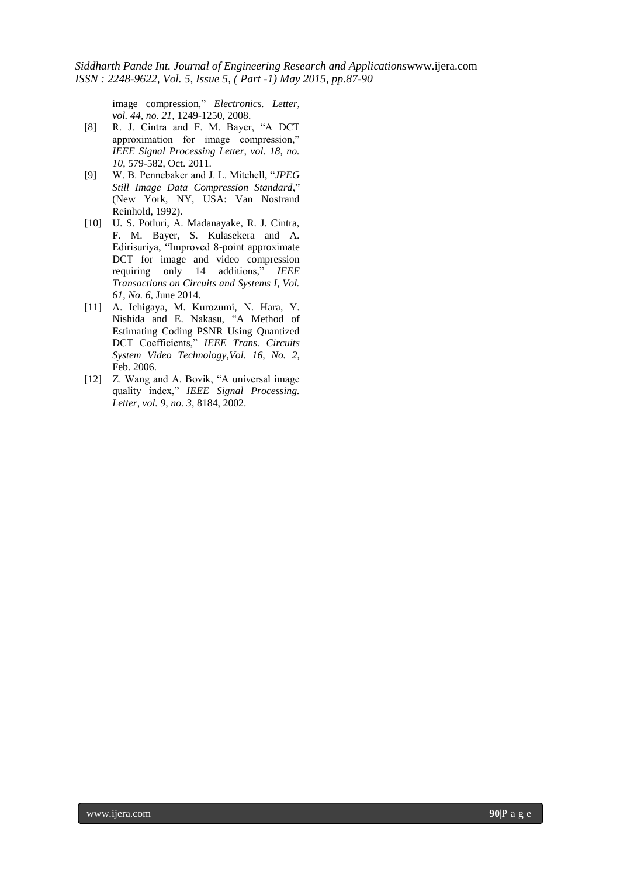image compression," *Electronics. Letter, vol. 44, no. 21*, 1249-1250, 2008.

[8] R. J. Cintra and F. M. Bayer, "A DCT approximation for image compression," *IEEE Signal Processing Letter, vol. 18, no. 10*, 579-582, Oct. 2011.

[9] W. B. Pennebaker and J. L. Mitchell, "*JPEG Still Image Data Compression Standard*," (New York, NY, USA: Van Nostrand Reinhold, 1992).

[10] U. S. Potluri, A. Madanayake, R. J. Cintra, F. M. Bayer, S. Kulasekera and A. Edirisuriya, "Improved 8-point approximate DCT for image and video compression requiring only 14 additions," *IEEE Transactions on Circuits and Systems I, Vol. 61, No. 6,* June 2014.

[11] A. Ichigaya, M. Kurozumi, N. Hara, Y. Nishida and E. Nakasu, "A Method of Estimating Coding PSNR Using Quantized DCT Coefficients," *IEEE Trans. Circuits System Video Technology,Vol. 16, No. 2,* Feb. 2006.

[12] Z. Wang and A. Bovik, "A universal image quality index," *IEEE Signal Processing. Letter, vol. 9, no. 3*, 8184, 2002.